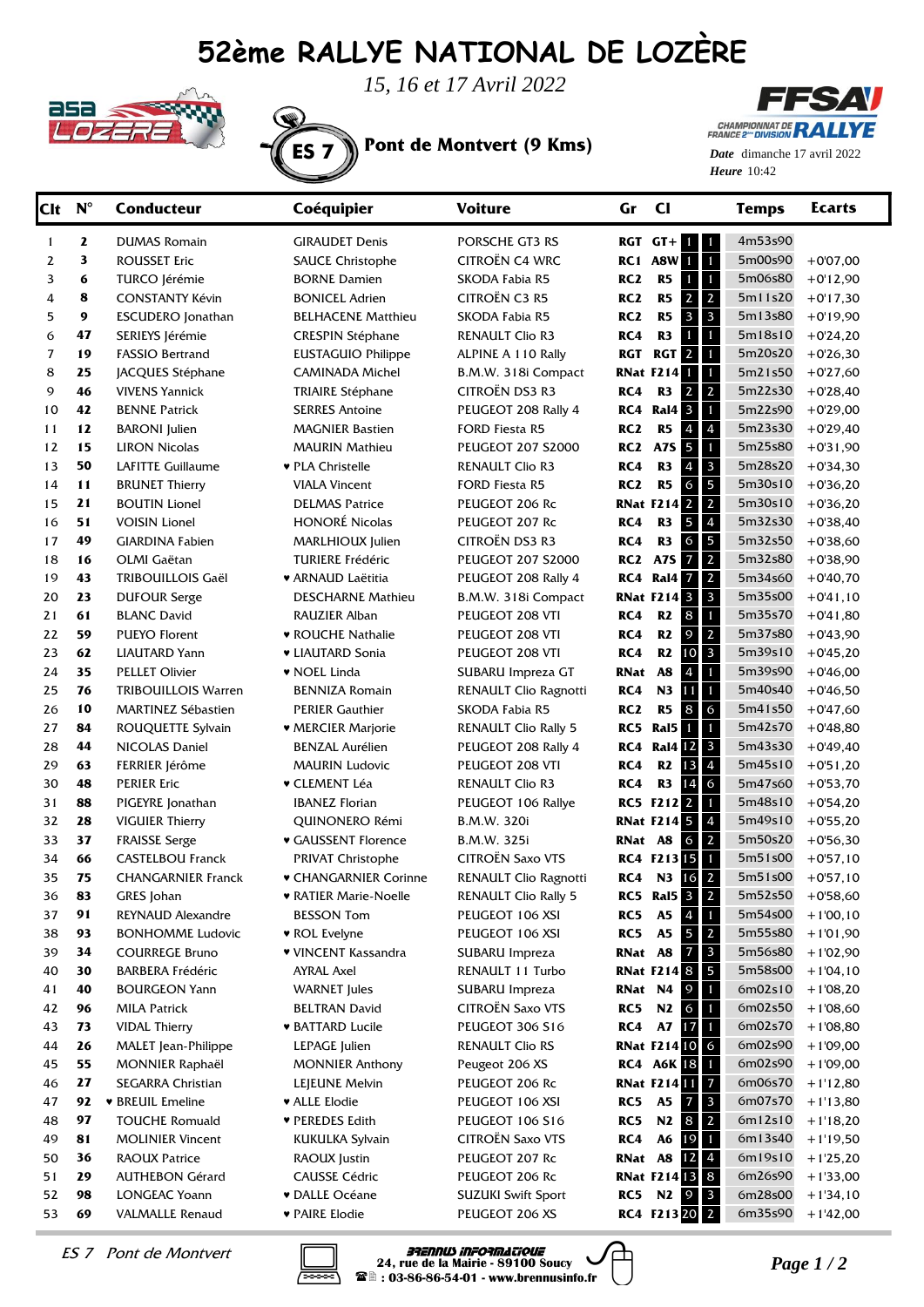# 52ème RALLYE NATIONAL DE LOZÈRE

*15, 16 et 17 Avril 2022*

## ES 7 Pont de Montvert (9 Kms)

**Date** dimanche 17 avril 2022
**Heure** 10:42

| Clt | N° | Conducteur | Coéquipier | Voiture | Gr | | Cl | | Temps | Ecarts |
|---|---|---|---|---|---|---|---|---|---|---|
| 1 | 2 | DUMAS Romain | GIRAUDET Denis | PORSCHE GT3 RS | RGT | GT+ | 1 | 1 | 4m53s90 | |
| 2 | 3 | ROUSSET Eric | SAUCE Christophe | CITROËN C4 WRC | RC1 | A8W | 1 | 1 | 5m00s90 | +0'07,00 |
| 3 | 6 | TURCO Jérémie | BORNE Damien | SKODA Fabia R5 | RC2 | R5 | 1 | 1 | 5m06s80 | +0'12,90 |
| 4 | 8 | CONSTANTY Kévin | BONICEL Adrien | CITROËN C3 R5 | RC2 | R5 | 2 | 2 | 5m11s20 | +0'17,30 |
| 5 | 9 | ESCUDERO Jonathan | BELHACENE Matthieu | SKODA Fabia R5 | RC2 | R5 | 3 | 3 | 5m13s80 | +0'19,90 |
| 6 | 47 | SERIEYS Jérémie | CRESPIN Stéphane | RENAULT Clio R3 | RC4 | R3 | 1 | 1 | 5m18s10 | +0'24,20 |
| 7 | 19 | FASSIO Bertrand | EUSTAGUIO Philippe | ALPINE A 110 Rally | RGT | RGT | 2 | 1 | 5m20s20 | +0'26,30 |
| 8 | 25 | JACQUES Stéphane | CAMINADA Michel | B.M.W. 318i Compact | RNat | F214 | 1 | 1 | 5m21s50 | +0'27,60 |
| 9 | 46 | VIVENS Yannick | TRIAIRE Stéphane | CITROËN DS3 R3 | RC4 | R3 | 2 | 2 | 5m22s30 | +0'28,40 |
| 10 | 42 | BENNE Patrick | SERRES Antoine | PEUGEOT 208 Rally 4 | RC4 | Ral4 | 3 | 1 | 5m22s90 | +0'29,00 |
| 11 | 12 | BARONI Julien | MAGNIER Bastien | FORD Fiesta R5 | RC2 | R5 | 4 | 4 | 5m23s30 | +0'29,40 |
| 12 | 15 | LIRON Nicolas | MAURIN Mathieu | PEUGEOT 207 S2000 | RC2 | A7S | 5 | 1 | 5m25s80 | +0'31,90 |
| 13 | 50 | LAFITTE Guillaume | ♥ PLA Christelle | RENAULT Clio R3 | RC4 | R3 | 4 | 3 | 5m28s20 | +0'34,30 |
| 14 | 11 | BRUNET Thierry | VIALA Vincent | FORD Fiesta R5 | RC2 | R5 | 6 | 5 | 5m30s10 | +0'36,20 |
| 15 | 21 | BOUTIN Lionel | DELMAS Patrice | PEUGEOT 206 Rc | RNat | F214 | 2 | 2 | 5m30s10 | +0'36,20 |
| 16 | 51 | VOISIN Lionel | HONORÉ Nicolas | PEUGEOT 207 Rc | RC4 | R3 | 5 | 4 | 5m32s30 | +0'38,40 |
| 17 | 49 | GIARDINA Fabien | MARLHIOUX Julien | CITROËN DS3 R3 | RC4 | R3 | 6 | 5 | 5m32s50 | +0'38,60 |
| 18 | 16 | OLMI Gaëtan | TURIERE Frédéric | PEUGEOT 207 S2000 | RC2 | A7S | 7 | 2 | 5m32s80 | +0'38,90 |
| 19 | 43 | TRIBOUILLOIS Gaël | ♥ ARNAUD Laëtitia | PEUGEOT 208 Rally 4 | RC4 | Ral4 | 7 | 2 | 5m34s60 | +0'40,70 |
| 20 | 23 | DUFOUR Serge | DESCHARNE Mathieu | B.M.W. 318i Compact | RNat | F214 | 3 | 3 | 5m35s00 | +0'41,10 |
| 21 | 61 | BLANC David | RAUZIER Alban | PEUGEOT 208 VTI | RC4 | R2 | 8 | 1 | 5m35s70 | +0'41,80 |
| 22 | 59 | PUEYO Florent | ♥ ROUCHE Nathalie | PEUGEOT 208 VTI | RC4 | R2 | 9 | 2 | 5m37s80 | +0'43,90 |
| 23 | 62 | LIAUTARD Yann | ♥ LIAUTARD Sonia | PEUGEOT 208 VTI | RC4 | R2 | 10 | 3 | 5m39s10 | +0'45,20 |
| 24 | 35 | PELLET Olivier | ♥ NOEL Linda | SUBARU Impreza GT | RNat | A8 | 4 | 1 | 5m39s90 | +0'46,00 |
| 25 | 76 | TRIBOUILLOIS Warren | BENNIZA Romain | RENAULT Clio Ragnotti | RC4 | N3 | 11 | 1 | 5m40s40 | +0'46,50 |
| 26 | 10 | MARTINEZ Sébastien | PERIER Gauthier | SKODA Fabia R5 | RC2 | R5 | 8 | 6 | 5m41s50 | +0'47,60 |
| 27 | 84 | ROUQUETTE Sylvain | ♥ MERCIER Marjorie | RENAULT Clio Rally 5 | RC5 | Ral5 | 1 | 1 | 5m42s70 | +0'48,80 |
| 28 | 44 | NICOLAS Daniel | BENZAL Aurélien | PEUGEOT 208 Rally 4 | RC4 | Ral4 | 12 | 3 | 5m43s30 | +0'49,40 |
| 29 | 63 | FERRIER Jérôme | MAURIN Ludovic | PEUGEOT 208 VTI | RC4 | R2 | 13 | 4 | 5m45s10 | +0'51,20 |
| 30 | 48 | PERIER Eric | ♥ CLEMENT Léa | RENAULT Clio R3 | RC4 | R3 | 14 | 6 | 5m47s60 | +0'53,70 |
| 31 | 88 | PIGEYRE Jonathan | IBANEZ Florian | PEUGEOT 106 Rallye | RC5 | F212 | 2 | 1 | 5m48s10 | +0'54,20 |
| 32 | 28 | VIGUIER Thierry | QUINONERO Rémi | B.M.W. 320i | RNat | F214 | 5 | 4 | 5m49s10 | +0'55,20 |
| 33 | 37 | FRAISSE Serge | ♥ GAUSSENT Florence | B.M.W. 325i | RNat | A8 | 6 | 2 | 5m50s20 | +0'56,30 |
| 34 | 66 | CASTELBOU Franck | PRIVAT Christophe | CITROËN Saxo VTS | RC4 | F213 | 15 | 1 | 5m51s00 | +0'57,10 |
| 35 | 75 | CHANGARNIER Franck | ♥ CHANGARNIER Corinne | RENAULT Clio Ragnotti | RC4 | N3 | 16 | 2 | 5m51s00 | +0'57,10 |
| 36 | 83 | GRES Johan | ♥ RATIER Marie-Noelle | RENAULT Clio Rally 5 | RC5 | Ral5 | 3 | 2 | 5m52s50 | +0'58,60 |
| 37 | 91 | REYNAUD Alexandre | BESSON Tom | PEUGEOT 106 XSI | RC5 | A5 | 4 | 1 | 5m54s00 | +1'00,10 |
| 38 | 93 | BONHOMME Ludovic | ♥ ROL Evelyne | PEUGEOT 106 XSI | RC5 | A5 | 5 | 2 | 5m55s80 | +1'01,90 |
| 39 | 34 | COURREGE Bruno | ♥ VINCENT Kassandra | SUBARU Impreza | RNat | A8 | 7 | 3 | 5m56s80 | +1'02,90 |
| 40 | 30 | BARBERA Frédéric | AYRAL Axel | RENAULT 11 Turbo | RNat | F214 | 8 | 5 | 5m58s00 | +1'04,10 |
| 41 | 40 | BOURGEON Yann | WARNET Jules | SUBARU Impreza | RNat | N4 | 9 | 1 | 6m02s10 | +1'08,20 |
| 42 | 96 | MILA Patrick | BELTRAN David | CITROËN Saxo VTS | RC5 | N2 | 6 | 1 | 6m02s50 | +1'08,60 |
| 43 | 73 | VIDAL Thierry | ♥ BATTARD Lucile | PEUGEOT 306 S16 | RC4 | A7 | 17 | 1 | 6m02s70 | +1'08,80 |
| 44 | 26 | MALET Jean-Philippe | LEPAGE Julien | RENAULT Clio RS | RNat | F214 | 10 | 6 | 6m02s90 | +1'09,00 |
| 45 | 55 | MONNIER Raphaël | MONNIER Anthony | Peugeot 206 XS | RC4 | A6K | 18 | 1 | 6m02s90 | +1'09,00 |
| 46 | 27 | SEGARRA Christian | LEJEUNE Melvin | PEUGEOT 206 Rc | RNat | F214 | 11 | 7 | 6m06s70 | +1'12,80 |
| 47 | 92 | ♥ BREUIL Emeline | ♥ ALLE Elodie | PEUGEOT 106 XSI | RC5 | A5 | 7 | 3 | 6m07s70 | +1'13,80 |
| 48 | 97 | TOUCHE Romuald | ♥ PEREDES Edith | PEUGEOT 106 S16 | RC5 | N2 | 8 | 2 | 6m12s10 | +1'18,20 |
| 49 | 81 | MOLINIER Vincent | KUKULKA Sylvain | CITROËN Saxo VTS | RC4 | A6 | 19 | 1 | 6m13s40 | +1'19,50 |
| 50 | 36 | RAOUX Patrice | RAOUX Justin | PEUGEOT 207 Rc | RNat | A8 | 12 | 4 | 6m19s10 | +1'25,20 |
| 51 | 29 | AUTHEBON Gérard | CAUSSE Cédric | PEUGEOT 206 Rc | RNat | F214 | 13 | 8 | 6m26s90 | +1'33,00 |
| 52 | 98 | LONGEAC Yoann | ♥ DALLE Océane | SUZUKI Swift Sport | RC5 | N2 | 9 | 3 | 6m28s00 | +1'34,10 |
| 53 | 69 | VALMALLE Renaud | ♥ PAIRE Elodie | PEUGEOT 206 XS | RC4 | F213 | 20 | 2 | 6m35s90 | +1'42,00 |

*ES 7 Pont de Montvert*

BRENNUS INFORMATIQUE
24, rue de la Mairie - 89100 Soucy
: 03-86-86-54-01 - www.brennusinfo.fr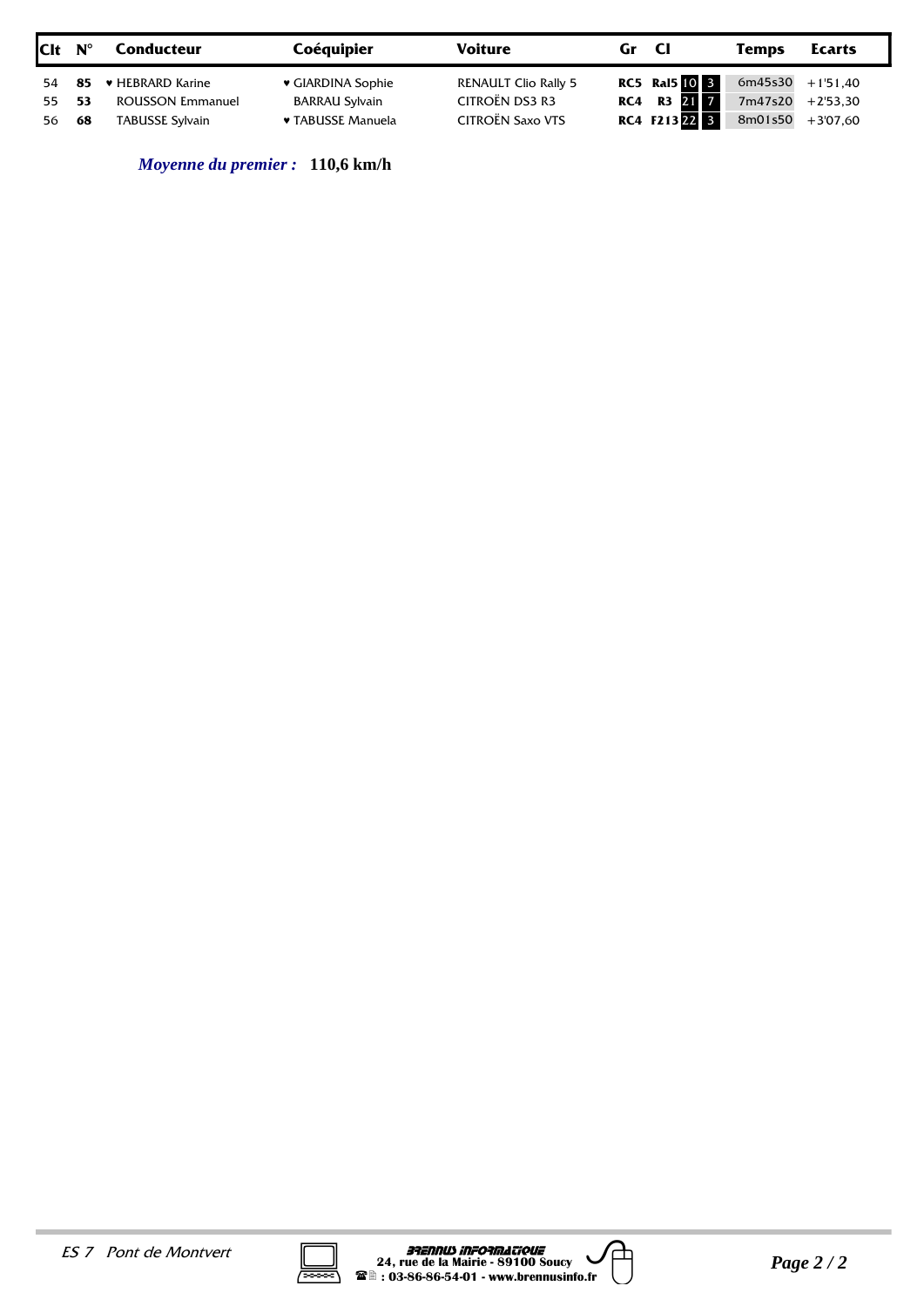| Clt | N° | Conducteur | Coéquipier | Voiture | Gr | Cl | | | Temps | Ecarts |
|---|---|---|---|---|---|---|---|---|---|---|
| 54 | **85** | ♥ HEBRARD Karine | ♥ GIARDINA Sophie | RENAULT Clio Rally 5 | **RC5** | **Ral5** | 10 | 3 | 6m45s30 | +1'51,40 |
| 55 | **53** | ROUSSON Emmanuel | BARRAU Sylvain | CITROËN DS3 R3 | **RC4** | **R3** | 21 | 7 | 7m47s20 | +2'53,30 |
| 56 | **68** | TABUSSE Sylvain | ♥ TABUSSE Manuela | CITROËN Saxo VTS | **RC4** | **F213** | 22 | 3 | 8m01s50 | +3'07,60 |

*Moyenne du premier :* **110,6 km/h**

*ES 7 Pont de Montvert*

**BRENNUS INFORMATIQUE**
**24, rue de la Mairie - 89100 Soucy**
**: 03-86-86-54-01 - www.brennusinfo.fr**